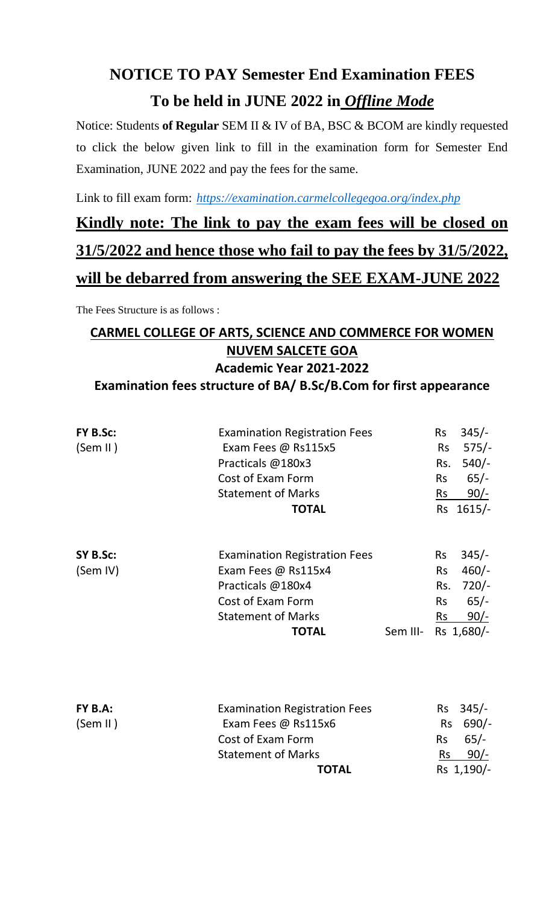# NOTICE TO PAY Semester End Examination FEES

## To be held in JUNE 2022 in *Offline Mode*

Notice: Students **of Regular** SEM II & IV of BA, BSC & BCOM are kindly requested to click the below given link to fill in the examination form for Semester End Examination, JUNE 2022 and pay the fees for the same.

Link to fill exam form: *https://examination.carmelcollegegoa.org/index.php*

## Kindly note: The link to pay the exam fees will be closed on 31/5/2022 and hence those who fail to pay the fees by 31/5/2022, will be debarred from answering the SEE EXAM-JUNE 2022

The Fees Structure is as follows :

### CARMEL COLLEGE OF ARTS, SCIENCE AND COMMERCE FOR WOMEN NUVEM SALCETE GOA

**Academic Year 2021-2022**

**Examination fees structure of BA/ B.Sc/B.Com for first appearance**

| | | | |
|---|---|---|---|
| **FY B.Sc:** | Examination Registration Fees | | Rs 345/- |
| (Sem II ) | Exam Fees @ Rs115x5 | | Rs 575/- |
| | Practicals @180x3 | | Rs. 540/- |
| | Cost of Exam Form | | Rs 65/- |
| | Statement of Marks | | Rs 90/- |
| | **TOTAL** | | Rs 1615/- |
| **SY B.Sc:** | Examination Registration Fees | | Rs 345/- |
| (Sem IV) | Exam Fees @ Rs115x4 | | Rs 460/- |
| | Practicals @180x4 | | Rs. 720/- |
| | Cost of Exam Form | | Rs 65/- |
| | Statement of Marks | | Rs 90/- |
| | **TOTAL** | Sem III- | Rs 1,680/- |
| **FY B.A:** | Examination Registration Fees | | Rs 345/- |
| (Sem II ) | Exam Fees @ Rs115x6 | | Rs 690/- |
| | Cost of Exam Form | | Rs 65/- |
| | Statement of Marks | | Rs 90/- |
| | **TOTAL** | | Rs 1,190/- |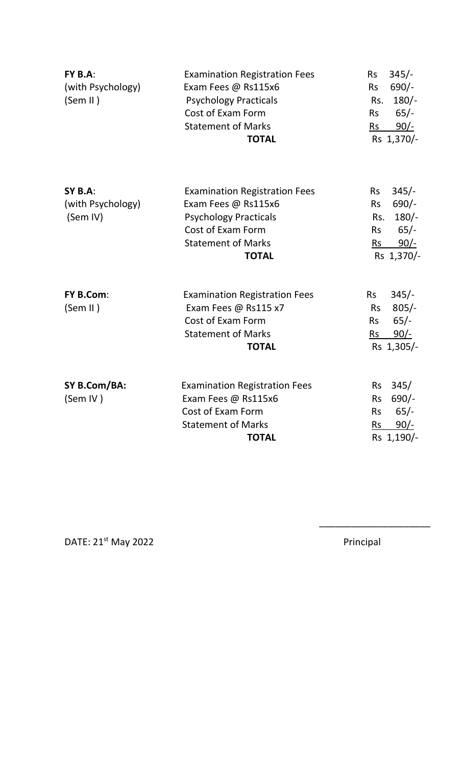| | | |
|---|---|---|
| **FY B.A**: (with Psychology) (Sem II ) | Examination Registration Fees | Rs 345/- |
| | Exam Fees @ Rs115x6 | Rs 690/- |
| | Psychology Practicals | Rs. 180/- |
| | Cost of Exam Form | Rs 65/- |
| | Statement of Marks | Rs 90/- |
| | **TOTAL** | Rs 1,370/- |

| | | |
|---|---|---|
| **SY B.A**: (with Psychology) (Sem IV) | Examination Registration Fees | Rs 345/- |
| | Exam Fees @ Rs115x6 | Rs 690/- |
| | Psychology Practicals | Rs. 180/- |
| | Cost of Exam Form | Rs 65/- |
| | Statement of Marks | Rs 90/- |
| | **TOTAL** | Rs 1,370/- |

| | | |
|---|---|---|
| **FY B.Com**: (Sem II ) | Examination Registration Fees | Rs 345/- |
| | Exam Fees @ Rs115 x7 | Rs 805/- |
| | Cost of Exam Form | Rs 65/- |
| | Statement of Marks | Rs 90/- |
| | **TOTAL** | Rs 1,305/- |

| | | |
|---|---|---|
| **SY B.Com/BA:** (Sem IV ) | Examination Registration Fees | Rs 345/ |
| | Exam Fees @ Rs115x6 | Rs 690/- |
| | Cost of Exam Form | Rs 65/- |
| | Statement of Marks | Rs 90/- |
| | **TOTAL** | Rs 1,190/- |

DATE: 21st May 2022

_____________________

Principal